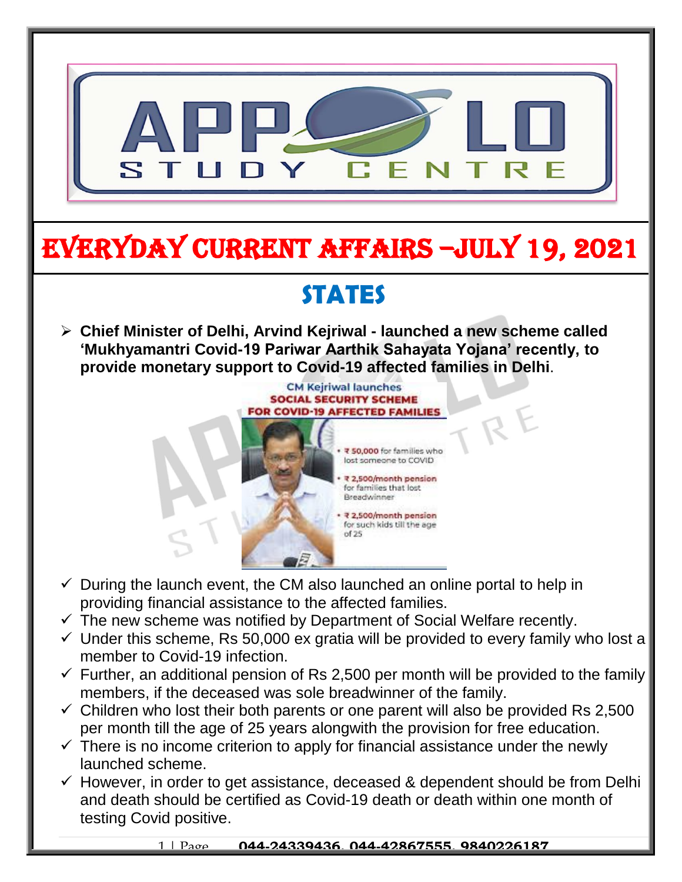# EVERYDAY CURRENT AFFAIRS –JULY 19, 2021

## STATES

- **Chief Minister of Delhi, Arvind Kejriwal - launched a new scheme called 'Mukhyamantri Covid-19 Pariwar Aarthik Sahayata Yojana' recently, to provide monetary support to Covid-19 affected families in Delhi**.

- ✓ During the launch event, the CM also launched an online portal to help in providing financial assistance to the affected families.
- ✓ The new scheme was notified by Department of Social Welfare recently.
- ✓ Under this scheme, Rs 50,000 ex gratia will be provided to every family who lost a member to Covid-19 infection.
- ✓ Further, an additional pension of Rs 2,500 per month will be provided to the family members, if the deceased was sole breadwinner of the family.
- ✓ Children who lost their both parents or one parent will also be provided Rs 2,500 per month till the age of 25 years alongwith the provision for free education.
- ✓ There is no income criterion to apply for financial assistance under the newly launched scheme.
- ✓ However, in order to get assistance, deceased & dependent should be from Delhi and death should be certified as Covid-19 death or death within one month of testing Covid positive.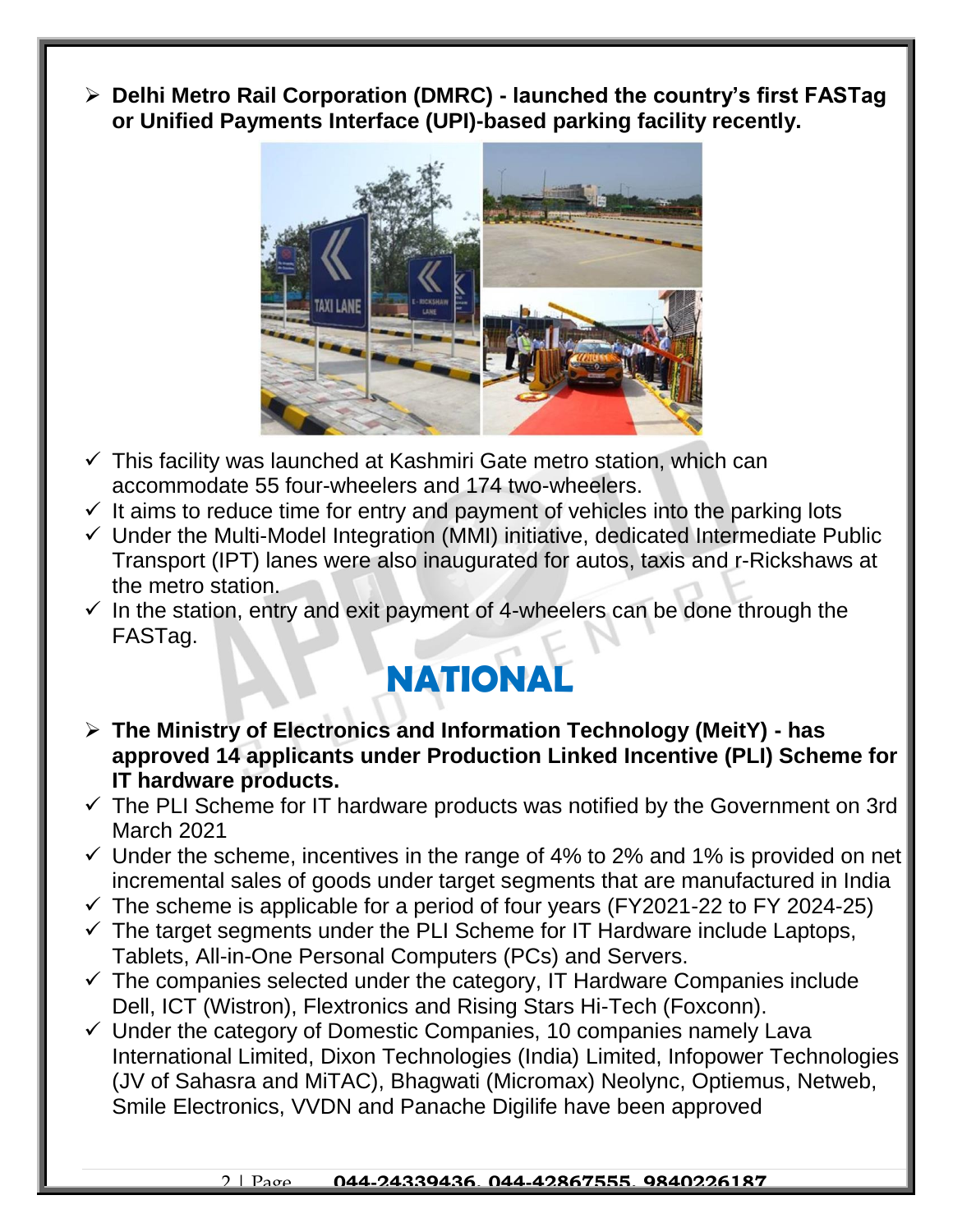- **Delhi Metro Rail Corporation (DMRC) - launched the country's first FASTag or Unified Payments Interface (UPI)-based parking facility recently.**

- ✓ This facility was launched at Kashmiri Gate metro station, which can accommodate 55 four-wheelers and 174 two-wheelers.
- ✓ It aims to reduce time for entry and payment of vehicles into the parking lots
- ✓ Under the Multi-Model Integration (MMI) initiative, dedicated Intermediate Public Transport (IPT) lanes were also inaugurated for autos, taxis and r-Rickshaws at the metro station.
- ✓ In the station, entry and exit payment of 4-wheelers can be done through the FASTag.

# NATIONAL

- **The Ministry of Electronics and Information Technology (MeitY) - has approved 14 applicants under Production Linked Incentive (PLI) Scheme for IT hardware products.**

- ✓ The PLI Scheme for IT hardware products was notified by the Government on 3rd March 2021
- ✓ Under the scheme, incentives in the range of 4% to 2% and 1% is provided on net incremental sales of goods under target segments that are manufactured in India
- ✓ The scheme is applicable for a period of four years (FY2021-22 to FY 2024-25)
- ✓ The target segments under the PLI Scheme for IT Hardware include Laptops, Tablets, All-in-One Personal Computers (PCs) and Servers.
- ✓ The companies selected under the category, IT Hardware Companies include Dell, ICT (Wistron), Flextronics and Rising Stars Hi-Tech (Foxconn).
- ✓ Under the category of Domestic Companies, 10 companies namely Lava International Limited, Dixon Technologies (India) Limited, Infopower Technologies (JV of Sahasra and MiTAC), Bhagwati (Micromax) Neolync, Optiemus, Netweb, Smile Electronics, VVDN and Panache Digilife have been approved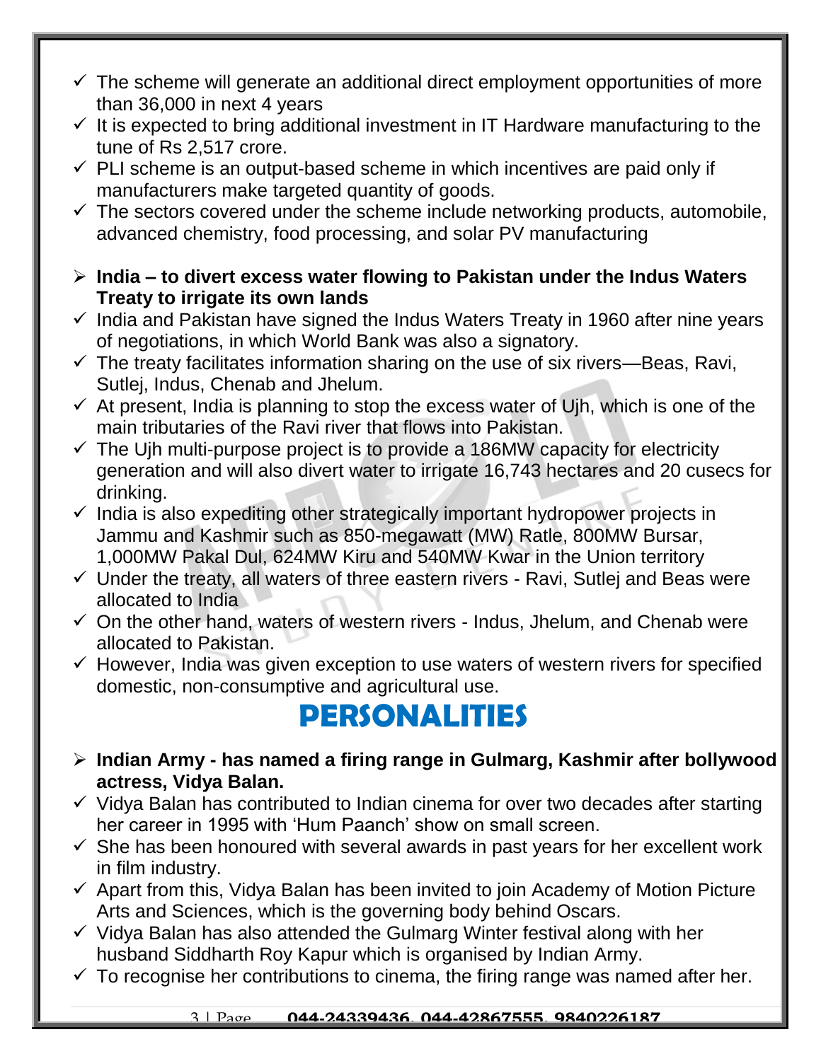- ✓ The scheme will generate an additional direct employment opportunities of more than 36,000 in next 4 years
- ✓ It is expected to bring additional investment in IT Hardware manufacturing to the tune of Rs 2,517 crore.
- ✓ PLI scheme is an output-based scheme in which incentives are paid only if manufacturers make targeted quantity of goods.
- ✓ The sectors covered under the scheme include networking products, automobile, advanced chemistry, food processing, and solar PV manufacturing

- ➢ **India – to divert excess water flowing to Pakistan under the Indus Waters Treaty to irrigate its own lands**
- ✓ India and Pakistan have signed the Indus Waters Treaty in 1960 after nine years of negotiations, in which World Bank was also a signatory.
- ✓ The treaty facilitates information sharing on the use of six rivers—Beas, Ravi, Sutlej, Indus, Chenab and Jhelum.
- ✓ At present, India is planning to stop the excess water of Ujh, which is one of the main tributaries of the Ravi river that flows into Pakistan.
- ✓ The Ujh multi-purpose project is to provide a 186MW capacity for electricity generation and will also divert water to irrigate 16,743 hectares and 20 cusecs for drinking.
- ✓ India is also expediting other strategically important hydropower projects in Jammu and Kashmir such as 850-megawatt (MW) Ratle, 800MW Bursar, 1,000MW Pakal Dul, 624MW Kiru and 540MW Kwar in the Union territory
- ✓ Under the treaty, all waters of three eastern rivers - Ravi, Sutlej and Beas were allocated to India
- ✓ On the other hand, waters of western rivers - Indus, Jhelum, and Chenab were allocated to Pakistan.
- ✓ However, India was given exception to use waters of western rivers for specified domestic, non-consumptive and agricultural use.

# PERSONALITIES

- ➢ **Indian Army - has named a firing range in Gulmarg, Kashmir after bollywood actress, Vidya Balan.**
- ✓ Vidya Balan has contributed to Indian cinema for over two decades after starting her career in 1995 with 'Hum Paanch' show on small screen.
- ✓ She has been honoured with several awards in past years for her excellent work in film industry.
- ✓ Apart from this, Vidya Balan has been invited to join Academy of Motion Picture Arts and Sciences, which is the governing body behind Oscars.
- ✓ Vidya Balan has also attended the Gulmarg Winter festival along with her husband Siddharth Roy Kapur which is organised by Indian Army.
- ✓ To recognise her contributions to cinema, the firing range was named after her.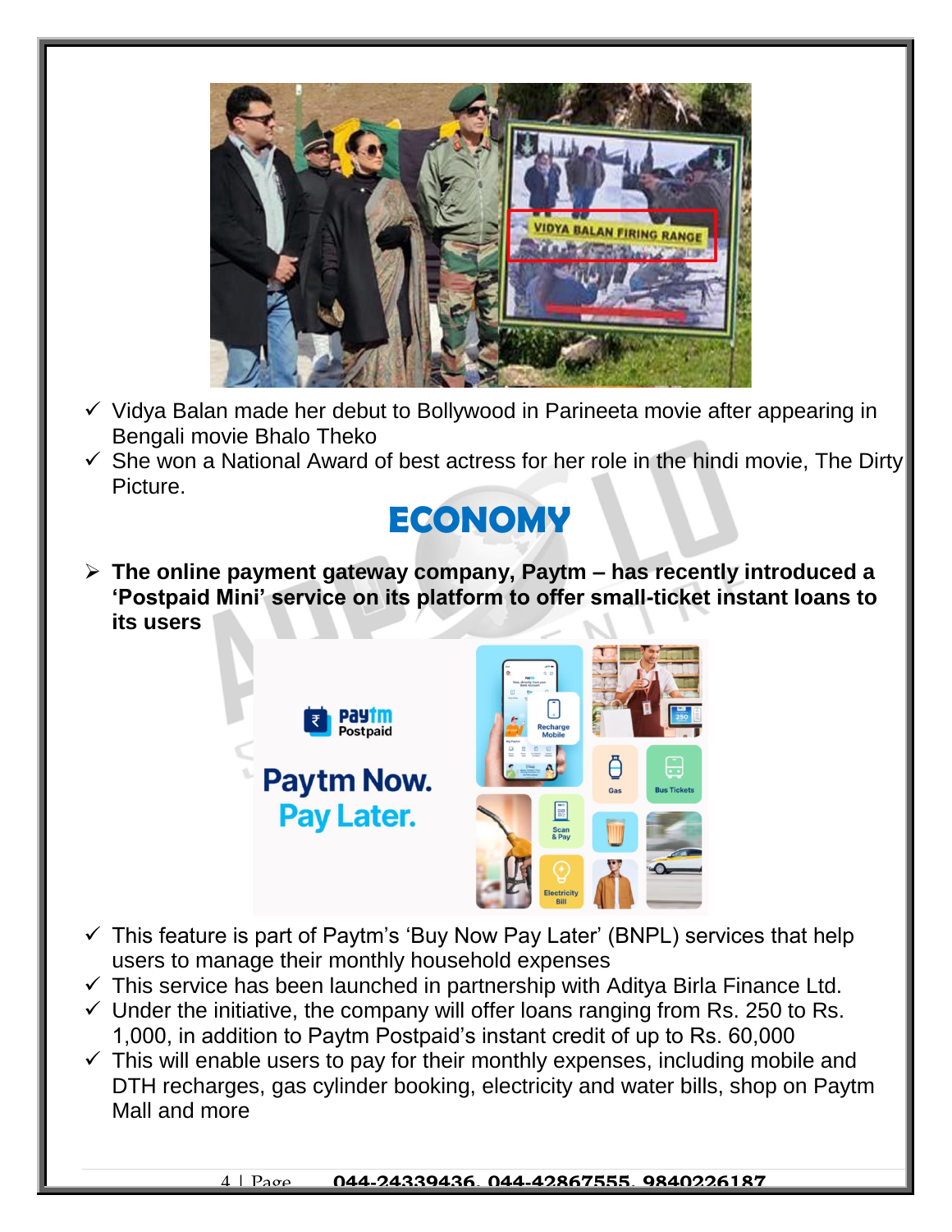- ✓ Vidya Balan made her debut to Bollywood in Parineeta movie after appearing in Bengali movie Bhalo Theko
- ✓ She won a National Award of best actress for her role in the hindi movie, The Dirty Picture.

## ECONOMY

- ➢ **The online payment gateway company, Paytm – has recently introduced a 'Postpaid Mini' service on its platform to offer small-ticket instant loans to its users**

- ✓ This feature is part of Paytm's 'Buy Now Pay Later' (BNPL) services that help users to manage their monthly household expenses
- ✓ This service has been launched in partnership with Aditya Birla Finance Ltd.
- ✓ Under the initiative, the company will offer loans ranging from Rs. 250 to Rs. 1,000, in addition to Paytm Postpaid's instant credit of up to Rs. 60,000
- ✓ This will enable users to pay for their monthly expenses, including mobile and DTH recharges, gas cylinder booking, electricity and water bills, shop on Paytm Mall and more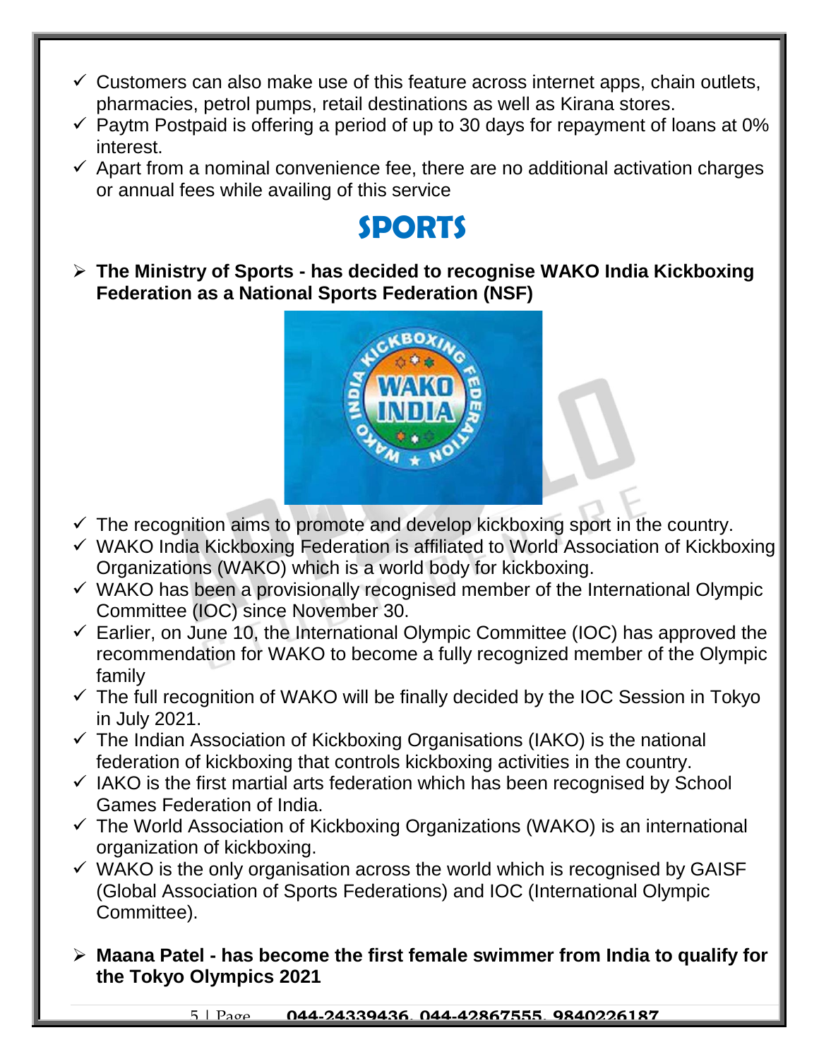- ✓ Customers can also make use of this feature across internet apps, chain outlets, pharmacies, petrol pumps, retail destinations as well as Kirana stores.
- ✓ Paytm Postpaid is offering a period of up to 30 days for repayment of loans at 0% interest.
- ✓ Apart from a nominal convenience fee, there are no additional activation charges or annual fees while availing of this service

# SPORTS

- **The Ministry of Sports - has decided to recognise WAKO India Kickboxing Federation as a National Sports Federation (NSF)**

- ✓ The recognition aims to promote and develop kickboxing sport in the country.
- ✓ WAKO India Kickboxing Federation is affiliated to World Association of Kickboxing Organizations (WAKO) which is a world body for kickboxing.
- ✓ WAKO has been a provisionally recognised member of the International Olympic Committee (IOC) since November 30.
- ✓ Earlier, on June 10, the International Olympic Committee (IOC) has approved the recommendation for WAKO to become a fully recognized member of the Olympic family
- ✓ The full recognition of WAKO will be finally decided by the IOC Session in Tokyo in July 2021.
- ✓ The Indian Association of Kickboxing Organisations (IAKO) is the national federation of kickboxing that controls kickboxing activities in the country.
- ✓ IAKO is the first martial arts federation which has been recognised by School Games Federation of India.
- ✓ The World Association of Kickboxing Organizations (WAKO) is an international organization of kickboxing.
- ✓ WAKO is the only organisation across the world which is recognised by GAISF (Global Association of Sports Federations) and IOC (International Olympic Committee).

- **Maana Patel - has become the first female swimmer from India to qualify for the Tokyo Olympics 2021**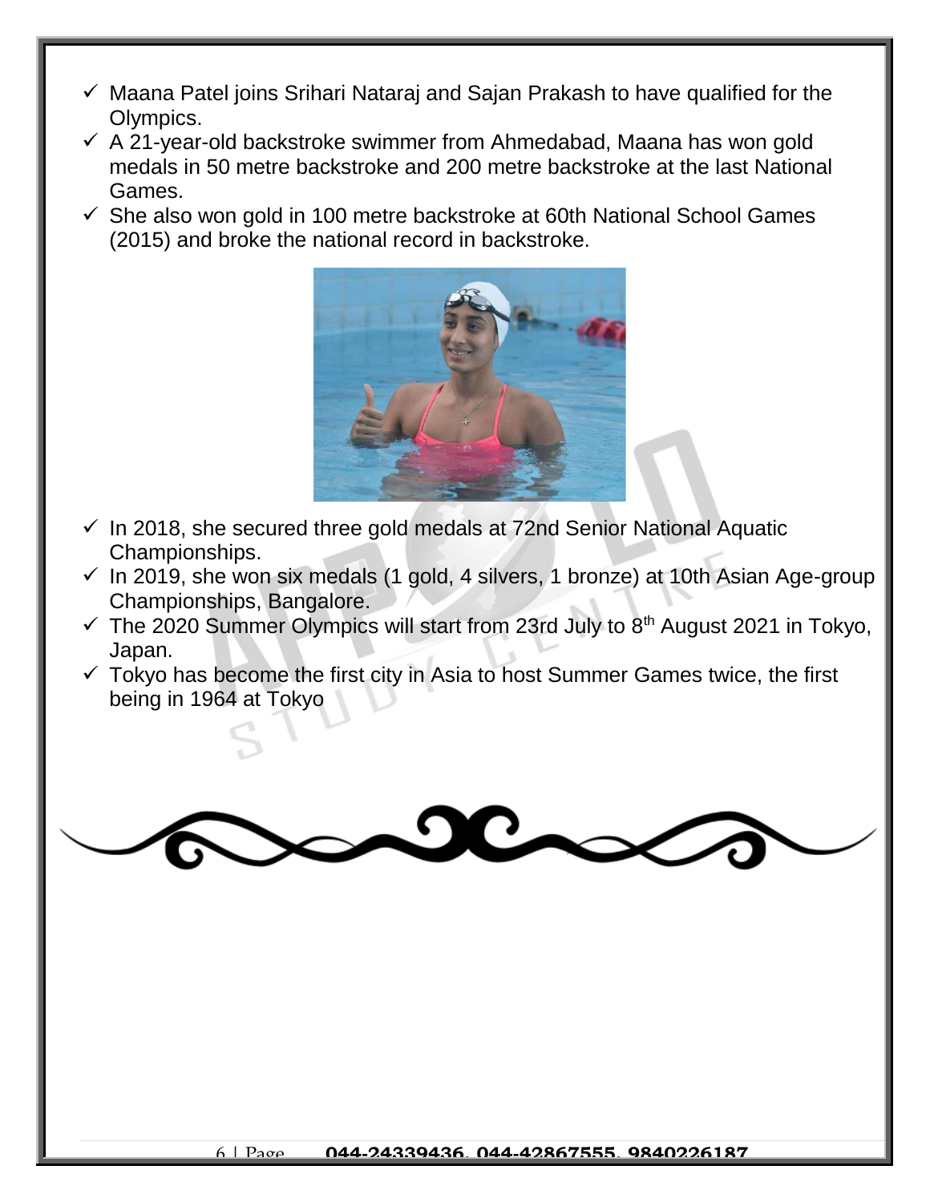- ✓ Maana Patel joins Srihari Nataraj and Sajan Prakash to have qualified for the Olympics.
- ✓ A 21-year-old backstroke swimmer from Ahmedabad, Maana has won gold medals in 50 metre backstroke and 200 metre backstroke at the last National Games.
- ✓ She also won gold in 100 metre backstroke at 60th National School Games (2015) and broke the national record in backstroke.
- ✓ In 2018, she secured three gold medals at 72nd Senior National Aquatic Championships.
- ✓ In 2019, she won six medals (1 gold, 4 silvers, 1 bronze) at 10th Asian Age-group Championships, Bangalore.
- ✓ The 2020 Summer Olympics will start from 23rd July to 8th August 2021 in Tokyo, Japan.
- ✓ Tokyo has become the first city in Asia to host Summer Games twice, the first being in 1964 at Tokyo